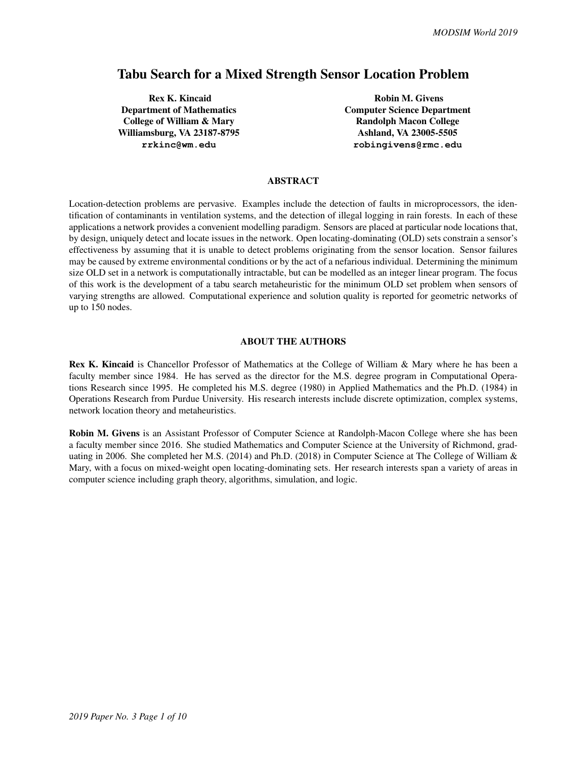# Tabu Search for a Mixed Strength Sensor Location Problem

**Rex K. Kincaid**
**Department of Mathematics**
**College of William & Mary**
**Williamsburg, VA 23187-8795**
**rrkinc@wm.edu**

**Robin M. Givens**
**Computer Science Department**
**Randolph Macon College**
**Ashland, VA 23005-5505**
**robingivens@rmc.edu**

## ABSTRACT

Location-detection problems are pervasive. Examples include the detection of faults in microprocessors, the identification of contaminants in ventilation systems, and the detection of illegal logging in rain forests. In each of these applications a network provides a convenient modelling paradigm. Sensors are placed at particular node locations that, by design, uniquely detect and locate issues in the network. Open locating-dominating (OLD) sets constrain a sensor's effectiveness by assuming that it is unable to detect problems originating from the sensor location. Sensor failures may be caused by extreme environmental conditions or by the act of a nefarious individual. Determining the minimum size OLD set in a network is computationally intractable, but can be modelled as an integer linear program. The focus of this work is the development of a tabu search metaheuristic for the minimum OLD set problem when sensors of varying strengths are allowed. Computational experience and solution quality is reported for geometric networks of up to 150 nodes.

## ABOUT THE AUTHORS

**Rex K. Kincaid** is Chancellor Professor of Mathematics at the College of William & Mary where he has been a faculty member since 1984. He has served as the director for the M.S. degree program in Computational Operations Research since 1995. He completed his M.S. degree (1980) in Applied Mathematics and the Ph.D. (1984) in Operations Research from Purdue University. His research interests include discrete optimization, complex systems, network location theory and metaheuristics.

**Robin M. Givens** is an Assistant Professor of Computer Science at Randolph-Macon College where she has been a faculty member since 2016. She studied Mathematics and Computer Science at the University of Richmond, graduating in 2006. She completed her M.S. (2014) and Ph.D. (2018) in Computer Science at The College of William & Mary, with a focus on mixed-weight open locating-dominating sets. Her research interests span a variety of areas in computer science including graph theory, algorithms, simulation, and logic.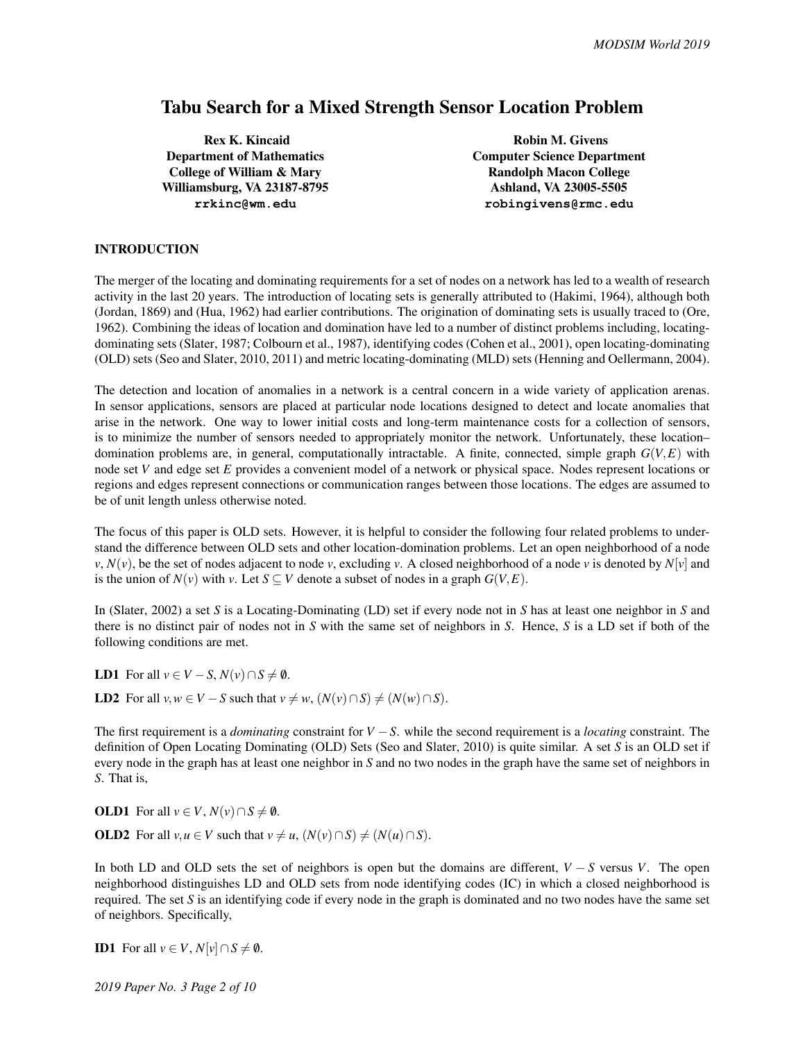# Tabu Search for a Mixed Strength Sensor Location Problem

**Rex K. Kincaid**
**Department of Mathematics**
**College of William & Mary**
**Williamsburg, VA 23187-8795**
**rrkinc@wm.edu**

**Robin M. Givens**
**Computer Science Department**
**Randolph Macon College**
**Ashland, VA 23005-5505**
**robingivens@rmc.edu**

## INTRODUCTION

The merger of the locating and dominating requirements for a set of nodes on a network has led to a wealth of research activity in the last 20 years. The introduction of locating sets is generally attributed to (Hakimi, 1964), although both (Jordan, 1869) and (Hua, 1962) had earlier contributions. The origination of dominating sets is usually traced to (Ore, 1962). Combining the ideas of location and domination have led to a number of distinct problems including, locating-dominating sets (Slater, 1987; Colbourn et al., 1987), identifying codes (Cohen et al., 2001), open locating-dominating (OLD) sets (Seo and Slater, 2010, 2011) and metric locating-dominating (MLD) sets (Henning and Oellermann, 2004).

The detection and location of anomalies in a network is a central concern in a wide variety of application arenas. In sensor applications, sensors are placed at particular node locations designed to detect and locate anomalies that arise in the network. One way to lower initial costs and long-term maintenance costs for a collection of sensors, is to minimize the number of sensors needed to appropriately monitor the network. Unfortunately, these location–domination problems are, in general, computationally intractable. A finite, connected, simple graph $G(V,E)$ with node set $V$ and edge set $E$ provides a convenient model of a network or physical space. Nodes represent locations or regions and edges represent connections or communication ranges between those locations. The edges are assumed to be of unit length unless otherwise noted.

The focus of this paper is OLD sets. However, it is helpful to consider the following four related problems to understand the difference between OLD sets and other location-domination problems. Let an open neighborhood of a node $v$, $N(v)$, be the set of nodes adjacent to node $v$, excluding $v$. A closed neighborhood of a node $v$ is denoted by $N[v]$ and is the union of $N(v)$ with $v$. Let $S \subseteq V$ denote a subset of nodes in a graph $G(V,E)$.

In (Slater, 2002) a set $S$ is a Locating-Dominating (LD) set if every node not in $S$ has at least one neighbor in $S$ and there is no distinct pair of nodes not in $S$ with the same set of neighbors in $S$. Hence, $S$ is a LD set if both of the following conditions are met.

**LD1** For all $v \in V - S$, $N(v) \cap S \neq \emptyset$.

**LD2** For all $v, w \in V - S$ such that $v \neq w$, $(N(v) \cap S) \neq (N(w) \cap S)$.

The first requirement is a *dominating* constraint for $V - S$. while the second requirement is a *locating* constraint. The definition of Open Locating Dominating (OLD) Sets (Seo and Slater, 2010) is quite similar. A set $S$ is an OLD set if every node in the graph has at least one neighbor in $S$ and no two nodes in the graph have the same set of neighbors in $S$. That is,

**OLD1** For all $v \in V$, $N(v) \cap S \neq \emptyset$.

**OLD2** For all $v, u \in V$ such that $v \neq u$, $(N(v) \cap S) \neq (N(u) \cap S)$.

In both LD and OLD sets the set of neighbors is open but the domains are different, $V - S$ versus $V$. The open neighborhood distinguishes LD and OLD sets from node identifying codes (IC) in which a closed neighborhood is required. The set $S$ is an identifying code if every node in the graph is dominated and no two nodes have the same set of neighbors. Specifically,

**ID1** For all $v \in V$, $N[v] \cap S \neq \emptyset$.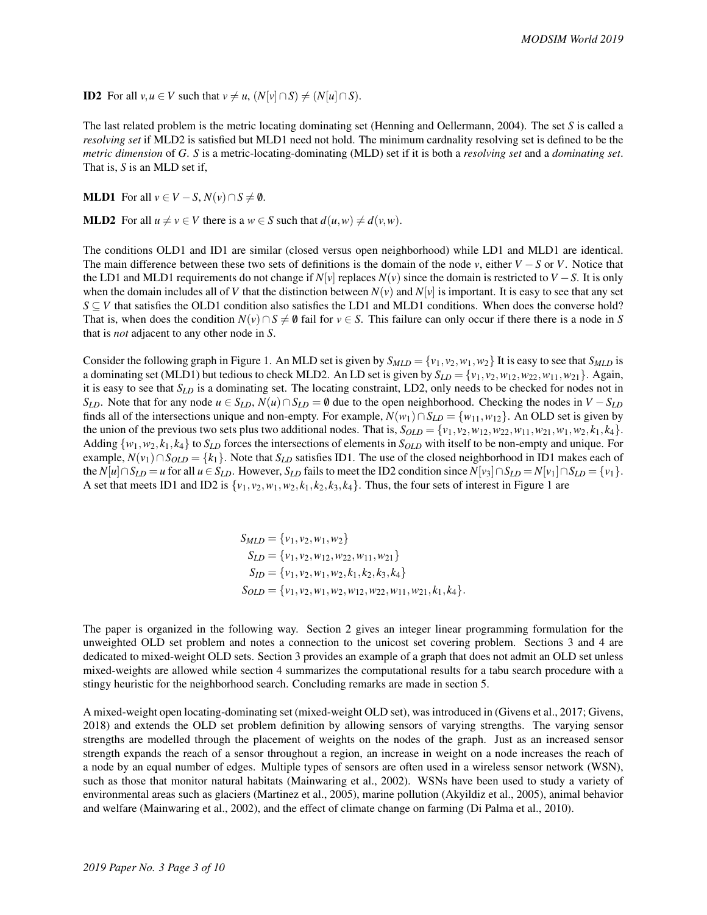**ID2** For all $v, u \in V$ such that $v \neq u$, $(N[v] \cap S) \neq (N[u] \cap S)$.

The last related problem is the metric locating dominating set (Henning and Oellermann, 2004). The set $S$ is called a *resolving set* if MLD2 is satisfied but MLD1 need not hold. The minimum cardnality resolving set is defined to be the *metric dimension* of $G$. $S$ is a metric-locating-dominating (MLD) set if it is both a *resolving set* and a *dominating set*. That is, $S$ is an MLD set if,

**MLD1** For all $v \in V - S$, $N(v) \cap S \neq \emptyset$.

**MLD2** For all $u \neq v \in V$ there is a $w \in S$ such that $d(u,w) \neq d(v,w)$.

The conditions OLD1 and ID1 are similar (closed versus open neighborhood) while LD1 and MLD1 are identical. The main difference between these two sets of definitions is the domain of the node $v$, either $V - S$ or $V$. Notice that the LD1 and MLD1 requirements do not change if $N[v]$ replaces $N(v)$ since the domain is restricted to $V - S$. It is only when the domain includes all of $V$ that the distinction between $N(v)$ and $N[v]$ is important. It is easy to see that any set $S \subseteq V$ that satisfies the OLD1 condition also satisfies the LD1 and MLD1 conditions. When does the converse hold? That is, when does the condition $N(v) \cap S \neq \emptyset$ fail for $v \in S$. This failure can only occur if there there is a node in $S$ that is *not* adjacent to any other node in $S$.

Consider the following graph in Figure 1. An MLD set is given by $S_{MLD} = \{v_1, v_2, w_1, w_2\}$ It is easy to see that $S_{MLD}$ is a dominating set (MLD1) but tedious to check MLD2. An LD set is given by $S_{LD} = \{v_1, v_2, w_{12}, w_{22}, w_{11}, w_{21}\}$. Again, it is easy to see that $S_{LD}$ is a dominating set. The locating constraint, LD2, only needs to be checked for nodes not in $S_{LD}$. Note that for any node $u \in S_{LD}$, $N(u) \cap S_{LD} = \emptyset$ due to the open neighborhood. Checking the nodes in $V - S_{LD}$ finds all of the intersections unique and non-empty. For example, $N(w_1) \cap S_{LD} = \{w_{11}, w_{12}\}$. An OLD set is given by the union of the previous two sets plus two additional nodes. That is, $S_{OLD} = \{v_1, v_2, w_{12}, w_{22}, w_{11}, w_{21}, w_1, w_2, k_1, k_4\}$. Adding $\{w_1, w_2, k_1, k_4\}$ to $S_{LD}$ forces the intersections of elements in $S_{OLD}$ with itself to be non-empty and unique. For example, $N(v_1) \cap S_{OLD} = \{k_1\}$. Note that $S_{LD}$ satisfies ID1. The use of the closed neighborhood in ID1 makes each of the $N[u] \cap S_{LD} = u$ for all $u \in S_{LD}$. However, $S_{LD}$ fails to meet the ID2 condition since $N[v_3] \cap S_{LD} = N[v_1] \cap S_{LD} = \{v_1\}$. A set that meets ID1 and ID2 is $\{v_1, v_2, w_1, w_2, k_1, k_2, k_3, k_4\}$. Thus, the four sets of interest in Figure 1 are

$$
\begin{aligned}
S_{MLD} &= \{v_1, v_2, w_1, w_2\} \\
S_{LD} &= \{v_1, v_2, w_{12}, w_{22}, w_{11}, w_{21}\} \\
S_{ID} &= \{v_1, v_2, w_1, w_2, k_1, k_2, k_3, k_4\} \\
S_{OLD} &= \{v_1, v_2, w_1, w_2, w_{12}, w_{22}, w_{11}, w_{21}, k_1, k_4\}.
\end{aligned}
$$

The paper is organized in the following way. Section 2 gives an integer linear programming formulation for the unweighted OLD set problem and notes a connection to the unicost set covering problem. Sections 3 and 4 are dedicated to mixed-weight OLD sets. Section 3 provides an example of a graph that does not admit an OLD set unless mixed-weights are allowed while section 4 summarizes the computational results for a tabu search procedure with a stingy heuristic for the neighborhood search. Concluding remarks are made in section 5.

A mixed-weight open locating-dominating set (mixed-weight OLD set), was introduced in (Givens et al., 2017; Givens, 2018) and extends the OLD set problem definition by allowing sensors of varying strengths. The varying sensor strengths are modelled through the placement of weights on the nodes of the graph. Just as an increased sensor strength expands the reach of a sensor throughout a region, an increase in weight on a node increases the reach of a node by an equal number of edges. Multiple types of sensors are often used in a wireless sensor network (WSN), such as those that monitor natural habitats (Mainwaring et al., 2002). WSNs have been used to study a variety of environmental areas such as glaciers (Martinez et al., 2005), marine pollution (Akyildiz et al., 2005), animal behavior and welfare (Mainwaring et al., 2002), and the effect of climate change on farming (Di Palma et al., 2010).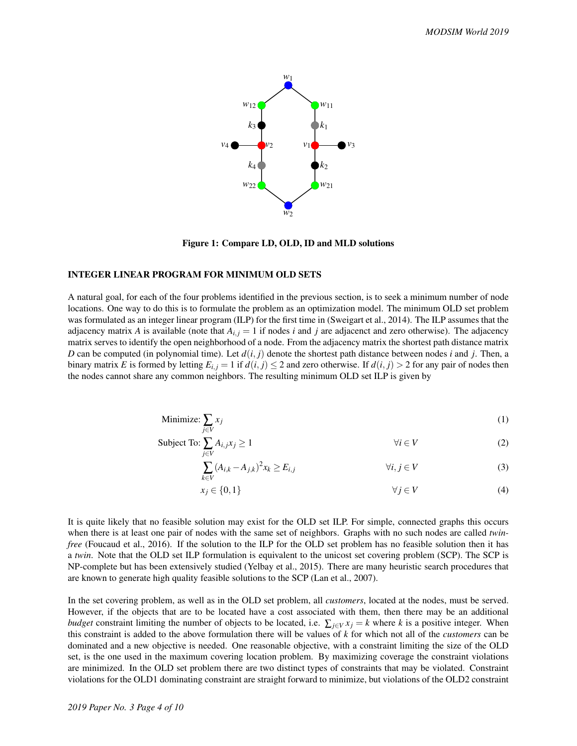Figure 1: Compare LD, OLD, ID and MLD solutions

## INTEGER LINEAR PROGRAM FOR MINIMUM OLD SETS

A natural goal, for each of the four problems identified in the previous section, is to seek a minimum number of node locations. One way to do this is to formulate the problem as an optimization model. The minimum OLD set problem was formulated as an integer linear program (ILP) for the first time in (Sweigart et al., 2014). The ILP assumes that the adjacency matrix $A$ is available (note that $A_{i,j} = 1$ if nodes $i$ and $j$ are adjacenct and zero otherwise). The adjacency matrix serves to identify the open neighborhood of a node. From the adjacency matrix the shortest path distance matrix $D$ can be computed (in polynomial time). Let $d(i, j)$ denote the shortest path distance between nodes $i$ and $j$. Then, a binary matrix $E$ is formed by letting $E_{i,j} = 1$ if $d(i, j) \leq 2$ and zero otherwise. If $d(i, j) > 2$ for any pair of nodes then the nodes cannot share any common neighbors. The resulting minimum OLD set ILP is given by

$$\text{Minimize: } \sum_{j \in V} x_j \tag{1}$$

$$\text{Subject To: } \sum_{j \in V} A_{i,j} x_j \geq 1 \qquad \forall i \in V \tag{2}$$

$$\sum_{k \in V} (A_{i,k} - A_{j,k})^2 x_k \geq E_{i,j} \qquad \forall i, j \in V \tag{3}$$

$$x_j \in \{0, 1\} \qquad \forall j \in V \tag{4}$$

It is quite likely that no feasible solution may exist for the OLD set ILP. For simple, connected graphs this occurs when there is at least one pair of nodes with the same set of neighbors. Graphs with no such nodes are called *twin-free* (Foucaud et al., 2016). If the solution to the ILP for the OLD set problem has no feasible solution then it has a *twin*. Note that the OLD set ILP formulation is equivalent to the unicost set covering problem (SCP). The SCP is NP-complete but has been extensively studied (Yelbay et al., 2015). There are many heuristic search procedures that are known to generate high quality feasible solutions to the SCP (Lan et al., 2007).

In the set covering problem, as well as in the OLD set problem, all *customers*, located at the nodes, must be served. However, if the objects that are to be located have a cost associated with them, then there may be an additional *budget* constraint limiting the number of objects to be located, i.e. $\sum_{j \in V} x_j = k$ where $k$ is a positive integer. When this constraint is added to the above formulation there will be values of $k$ for which not all of the *customers* can be dominated and a new objective is needed. One reasonable objective, with a constraint limiting the size of the OLD set, is the one used in the maximum covering location problem. By maximizing coverage the constraint violations are minimized. In the OLD set problem there are two distinct types of constraints that may be violated. Constraint violations for the OLD1 dominating constraint are straight forward to minimize, but violations of the OLD2 constraint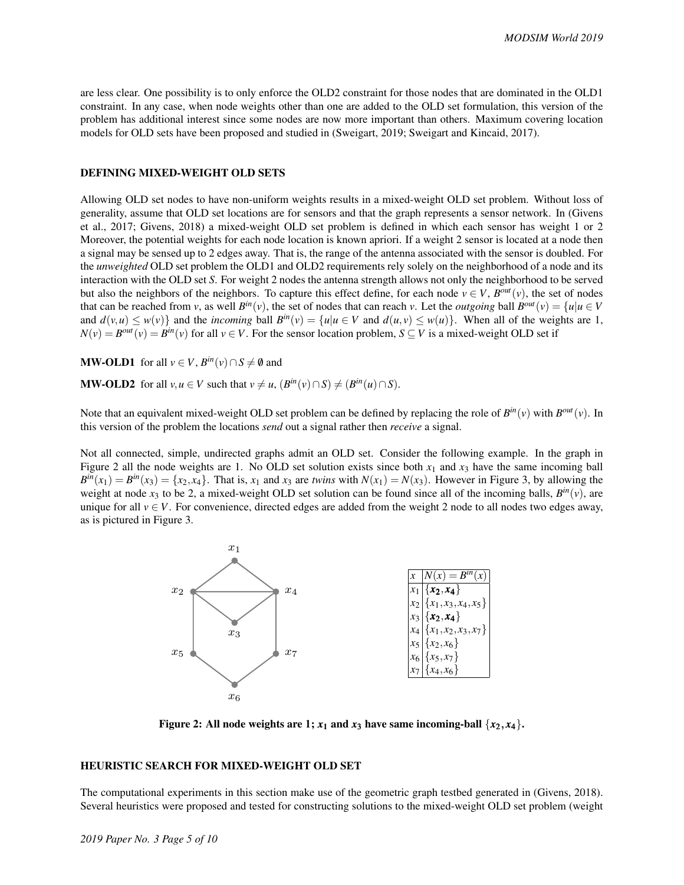are less clear. One possibility is to only enforce the OLD2 constraint for those nodes that are dominated in the OLD1 constraint. In any case, when node weights other than one are added to the OLD set formulation, this version of the problem has additional interest since some nodes are now more important than others. Maximum covering location models for OLD sets have been proposed and studied in (Sweigart, 2019; Sweigart and Kincaid, 2017).

## DEFINING MIXED-WEIGHT OLD SETS

Allowing OLD set nodes to have non-uniform weights results in a mixed-weight OLD set problem. Without loss of generality, assume that OLD set locations are for sensors and that the graph represents a sensor network. In (Givens et al., 2017; Givens, 2018) a mixed-weight OLD set problem is defined in which each sensor has weight 1 or 2 Moreover, the potential weights for each node location is known apriori. If a weight 2 sensor is located at a node then a signal may be sensed up to 2 edges away. That is, the range of the antenna associated with the sensor is doubled. For the *unweighted* OLD set problem the OLD1 and OLD2 requirements rely solely on the neighborhood of a node and its interaction with the OLD set $S$. For weight 2 nodes the antenna strength allows not only the neighborhood to be served but also the neighbors of the neighbors. To capture this effect define, for each node $v \in V$, $B^{out}(v)$, the set of nodes that can be reached from $v$, as well $B^{in}(v)$, the set of nodes that can reach $v$. Let the *outgoing* ball $B^{out}(v) = \{u | u \in V$ and $d(v,u) \leq w(v)\}$ and the *incoming* ball $B^{in}(v) = \{u | u \in V$ and $d(u,v) \leq w(u)\}$. When all of the weights are 1, $N(v) = B^{out}(v) = B^{in}(v)$ for all $v \in V$. For the sensor location problem, $S \subseteq V$ is a mixed-weight OLD set if

**MW-OLD1** for all $v \in V$, $B^{in}(v) \cap S \neq \emptyset$ and

**MW-OLD2** for all $v, u \in V$ such that $v \neq u$, $(B^{in}(v) \cap S) \neq (B^{in}(u) \cap S)$.

Note that an equivalent mixed-weight OLD set problem can be defined by replacing the role of $B^{in}(v)$ with $B^{out}(v)$. In this version of the problem the locations *send* out a signal rather then *receive* a signal.

Not all connected, simple, undirected graphs admit an OLD set. Consider the following example. In the graph in Figure 2 all the node weights are 1. No OLD set solution exists since both $x_1$ and $x_3$ have the same incoming ball $B^{in}(x_1) = B^{in}(x_3) = \{x_2, x_4\}$. That is, $x_1$ and $x_3$ are *twins* with $N(x_1) = N(x_3)$. However in Figure 3, by allowing the weight at node $x_3$ to be 2, a mixed-weight OLD set solution can be found since all of the incoming balls, $B^{in}(v)$, are unique for all $v \in V$. For convenience, directed edges are added from the weight 2 node to all nodes two edges away, as is pictured in Figure 3.

| $x$ | $N(x) = B^{in}(x)$ |
|---|---|
| $x_1$ | $\{\boldsymbol{x_2}, \boldsymbol{x_4}\}$ |
| $x_2$ | $\{x_1, x_3, x_4, x_5\}$ |
| $x_3$ | $\{\boldsymbol{x_2}, \boldsymbol{x_4}\}$ |
| $x_4$ | $\{x_1, x_2, x_3, x_7\}$ |
| $x_5$ | $\{x_2, x_6\}$ |
| $x_6$ | $\{x_5, x_7\}$ |
| $x_7$ | $\{x_4, x_6\}$ |

**Figure 2: All node weights are 1; $x_1$ and $x_3$ have same incoming-ball $\{x_2, x_4\}$.**

## HEURISTIC SEARCH FOR MIXED-WEIGHT OLD SET

The computational experiments in this section make use of the geometric graph testbed generated in (Givens, 2018). Several heuristics were proposed and tested for constructing solutions to the mixed-weight OLD set problem (weight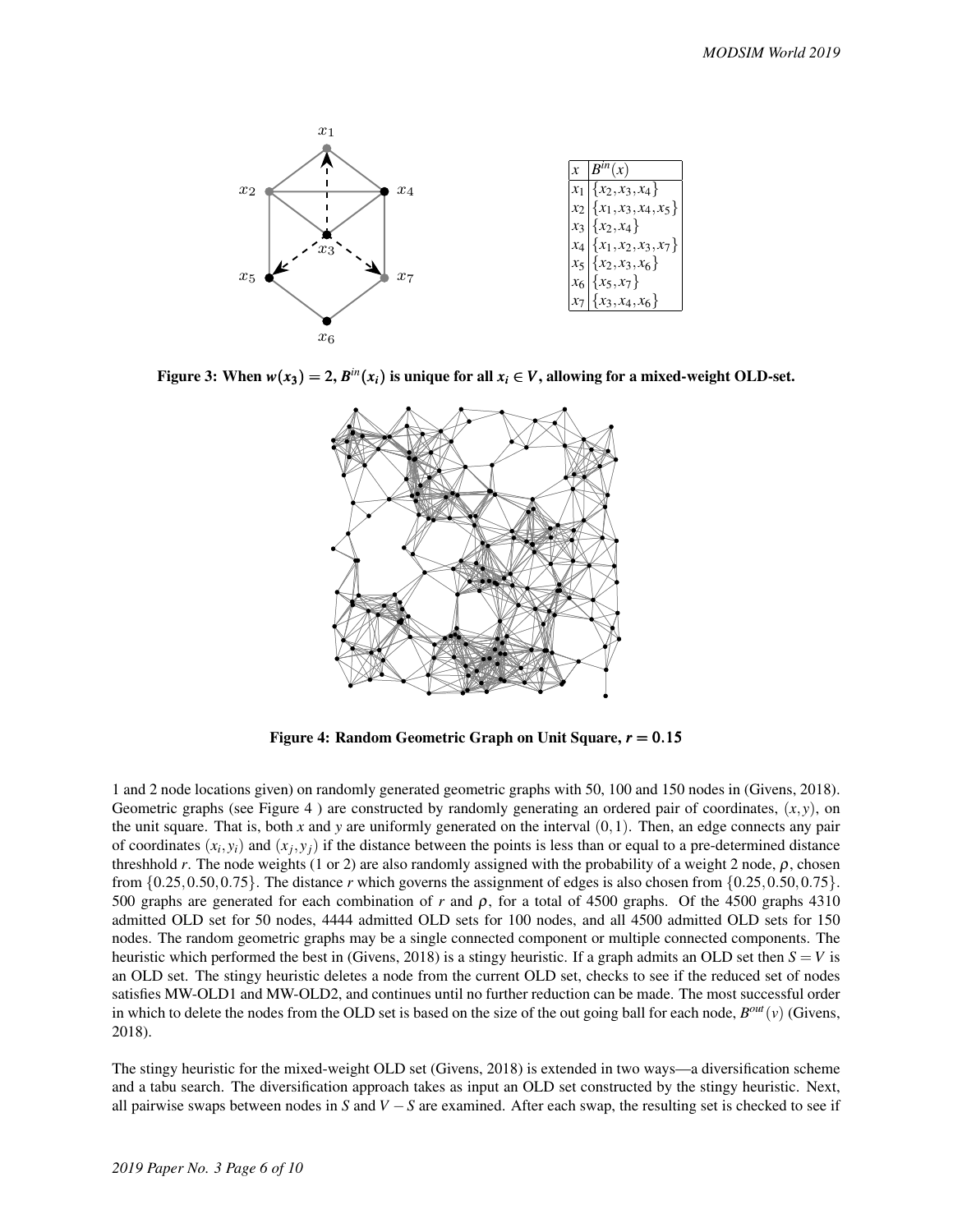| $x$ | $B^{in}(x)$ |
|---|---|
| $x_1$ | $\{x_2, x_3, x_4\}$ |
| $x_2$ | $\{x_1, x_3, x_4, x_5\}$ |
| $x_3$ | $\{x_2, x_4\}$ |
| $x_4$ | $\{x_1, x_2, x_3, x_7\}$ |
| $x_5$ | $\{x_2, x_3, x_6\}$ |
| $x_6$ | $\{x_5, x_7\}$ |
| $x_7$ | $\{x_3, x_4, x_6\}$ |

**Figure 3: When $w(x_3) = 2$, $B^{in}(x_i)$ is unique for all $x_i \in V$, allowing for a mixed-weight OLD-set.**

**Figure 4: Random Geometric Graph on Unit Square, $r = 0.15$**

1 and 2 node locations given) on randomly generated geometric graphs with 50, 100 and 150 nodes in (Givens, 2018). Geometric graphs (see Figure 4 ) are constructed by randomly generating an ordered pair of coordinates, $(x, y)$, on the unit square. That is, both $x$ and $y$ are uniformly generated on the interval $(0, 1)$. Then, an edge connects any pair of coordinates $(x_i, y_i)$ and $(x_j, y_j)$ if the distance between the points is less than or equal to a pre-determined distance threshhold $r$. The node weights (1 or 2) are also randomly assigned with the probability of a weight 2 node, $\rho$, chosen from $\{0.25, 0.50, 0.75\}$. The distance $r$ which governs the assignment of edges is also chosen from $\{0.25, 0.50, 0.75\}$. 500 graphs are generated for each combination of $r$ and $\rho$, for a total of 4500 graphs. Of the 4500 graphs 4310 admitted OLD set for 50 nodes, 4444 admitted OLD sets for 100 nodes, and all 4500 admitted OLD sets for 150 nodes. The random geometric graphs may be a single connected component or multiple connected components. The heuristic which performed the best in (Givens, 2018) is a stingy heuristic. If a graph admits an OLD set then $S = V$ is an OLD set. The stingy heuristic deletes a node from the current OLD set, checks to see if the reduced set of nodes satisfies MW-OLD1 and MW-OLD2, and continues until no further reduction can be made. The most successful order in which to delete the nodes from the OLD set is based on the size of the out going ball for each node, $B^{out}(v)$ (Givens, 2018).

The stingy heuristic for the mixed-weight OLD set (Givens, 2018) is extended in two ways—a diversification scheme and a tabu search. The diversification approach takes as input an OLD set constructed by the stingy heuristic. Next, all pairwise swaps between nodes in $S$ and $V - S$ are examined. After each swap, the resulting set is checked to see if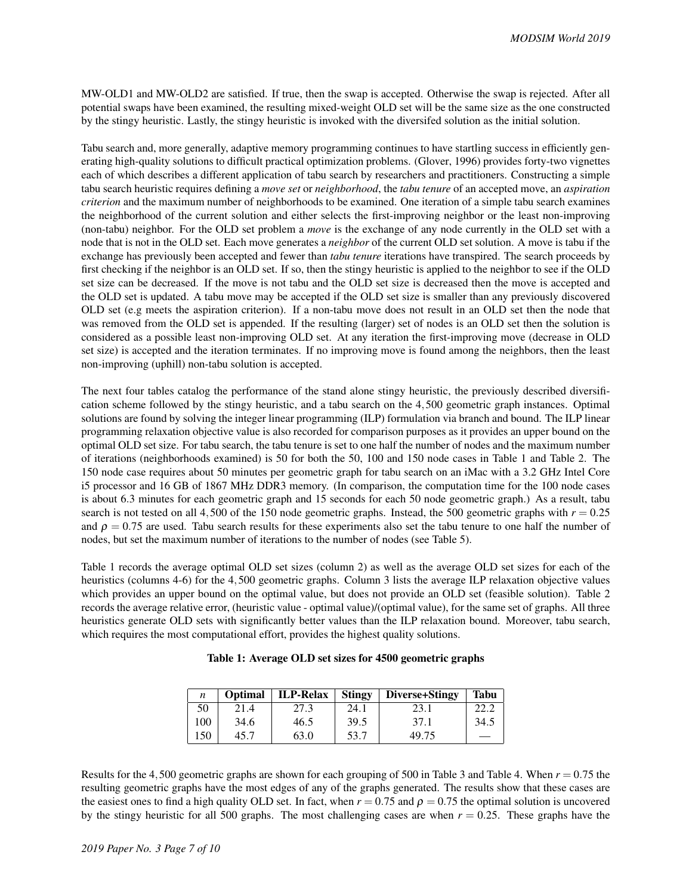MW-OLD1 and MW-OLD2 are satisfied. If true, then the swap is accepted. Otherwise the swap is rejected. After all potential swaps have been examined, the resulting mixed-weight OLD set will be the same size as the one constructed by the stingy heuristic. Lastly, the stingy heuristic is invoked with the diversifed solution as the initial solution.

Tabu search and, more generally, adaptive memory programming continues to have startling success in efficiently generating high-quality solutions to difficult practical optimization problems. (Glover, 1996) provides forty-two vignettes each of which describes a different application of tabu search by researchers and practitioners. Constructing a simple tabu search heuristic requires defining a *move set* or *neighborhood*, the *tabu tenure* of an accepted move, an *aspiration criterion* and the maximum number of neighborhoods to be examined. One iteration of a simple tabu search examines the neighborhood of the current solution and either selects the first-improving neighbor or the least non-improving (non-tabu) neighbor. For the OLD set problem a *move* is the exchange of any node currently in the OLD set with a node that is not in the OLD set. Each move generates a *neighbor* of the current OLD set solution. A move is tabu if the exchange has previously been accepted and fewer than *tabu tenure* iterations have transpired. The search proceeds by first checking if the neighbor is an OLD set. If so, then the stingy heuristic is applied to the neighbor to see if the OLD set size can be decreased. If the move is not tabu and the OLD set size is decreased then the move is accepted and the OLD set is updated. A tabu move may be accepted if the OLD set size is smaller than any previously discovered OLD set (e.g meets the aspiration criterion). If a non-tabu move does not result in an OLD set then the node that was removed from the OLD set is appended. If the resulting (larger) set of nodes is an OLD set then the solution is considered as a possible least non-improving OLD set. At any iteration the first-improving move (decrease in OLD set size) is accepted and the iteration terminates. If no improving move is found among the neighbors, then the least non-improving (uphill) non-tabu solution is accepted.

The next four tables catalog the performance of the stand alone stingy heuristic, the previously described diversification scheme followed by the stingy heuristic, and a tabu search on the 4,500 geometric graph instances. Optimal solutions are found by solving the integer linear programming (ILP) formulation via branch and bound. The ILP linear programming relaxation objective value is also recorded for comparison purposes as it provides an upper bound on the optimal OLD set size. For tabu search, the tabu tenure is set to one half the number of nodes and the maximum number of iterations (neighborhoods examined) is 50 for both the 50, 100 and 150 node cases in Table 1 and Table 2. The 150 node case requires about 50 minutes per geometric graph for tabu search on an iMac with a 3.2 GHz Intel Core i5 processor and 16 GB of 1867 MHz DDR3 memory. (In comparison, the computation time for the 100 node cases is about 6.3 minutes for each geometric graph and 15 seconds for each 50 node geometric graph.) As a result, tabu search is not tested on all 4,500 of the 150 node geometric graphs. Instead, the 500 geometric graphs with $r = 0.25$ and $\rho = 0.75$ are used. Tabu search results for these experiments also set the tabu tenure to one half the number of nodes, but set the maximum number of iterations to the number of nodes (see Table 5).

Table 1 records the average optimal OLD set sizes (column 2) as well as the average OLD set sizes for each of the heuristics (columns 4-6) for the 4,500 geometric graphs. Column 3 lists the average ILP relaxation objective values which provides an upper bound on the optimal value, but does not provide an OLD set (feasible solution). Table 2 records the average relative error, (heuristic value - optimal value)/(optimal value), for the same set of graphs. All three heuristics generate OLD sets with significantly better values than the ILP relaxation bound. Moreover, tabu search, which requires the most computational effort, provides the highest quality solutions.

**Table 1: Average OLD set sizes for 4500 geometric graphs**

| $n$ | Optimal | ILP-Relax | Stingy | Diverse+Stingy | Tabu |
|---|---|---|---|---|---|
| 50 | 21.4 | 27.3 | 24.1 | 23.1 | 22.2 |
| 100 | 34.6 | 46.5 | 39.5 | 37.1 | 34.5 |
| 150 | 45.7 | 63.0 | 53.7 | 49.75 | — |

Results for the 4,500 geometric graphs are shown for each grouping of 500 in Table 3 and Table 4. When $r = 0.75$ the resulting geometric graphs have the most edges of any of the graphs generated. The results show that these cases are the easiest ones to find a high quality OLD set. In fact, when $r = 0.75$ and $\rho = 0.75$ the optimal solution is uncovered by the stingy heuristic for all 500 graphs. The most challenging cases are when $r = 0.25$. These graphs have the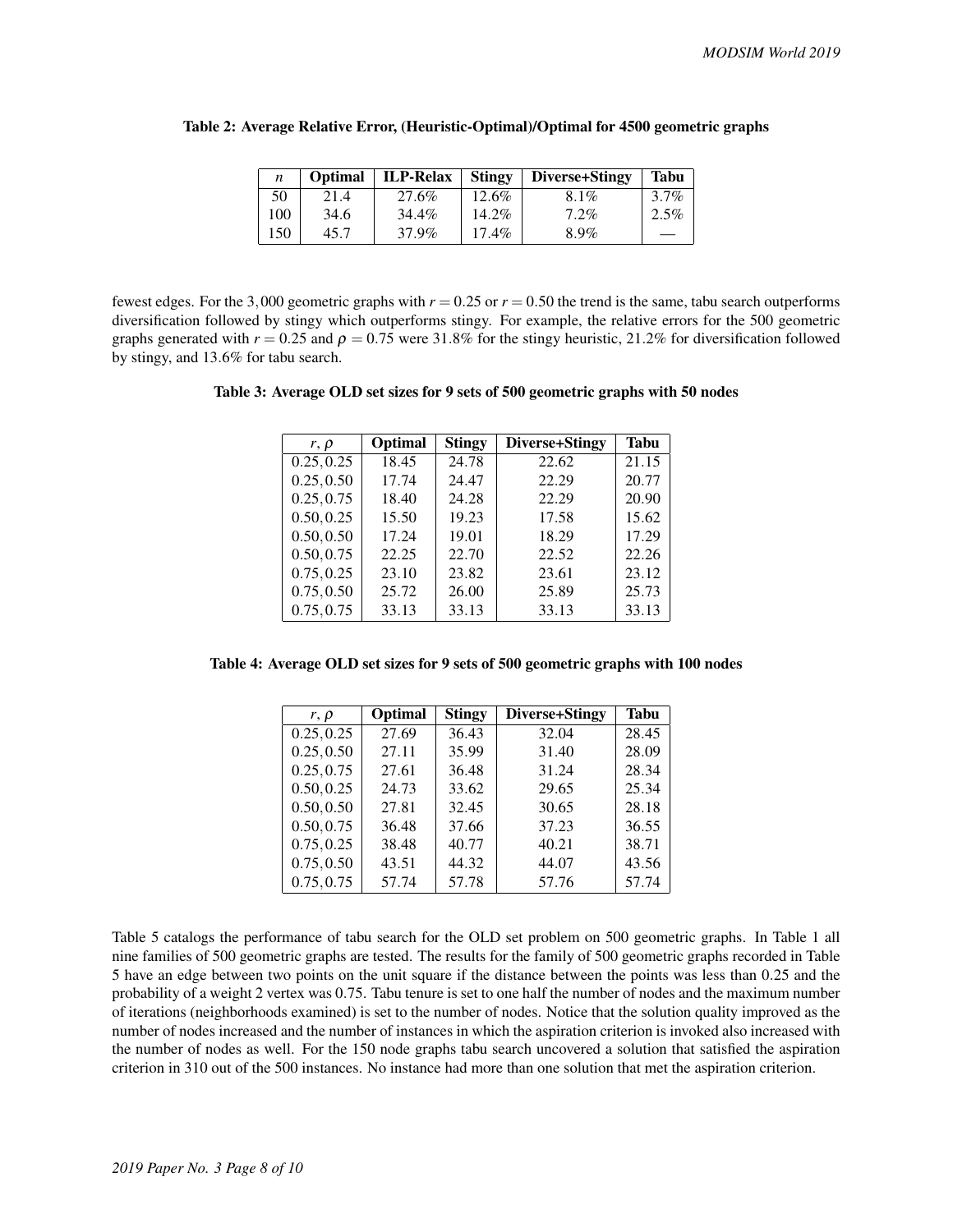**Table 2: Average Relative Error, (Heuristic-Optimal)/Optimal for 4500 geometric graphs**

| $n$ | Optimal | ILP-Relax | Stingy | Diverse+Stingy | Tabu |
|---|---|---|---|---|---|
| 50 | 21.4 | 27.6% | 12.6% | 8.1% | 3.7% |
| 100 | 34.6 | 34.4% | 14.2% | 7.2% | 2.5% |
| 150 | 45.7 | 37.9% | 17.4% | 8.9% | — |

fewest edges. For the 3,000 geometric graphs with $r = 0.25$ or $r = 0.50$ the trend is the same, tabu search outperforms diversification followed by stingy which outperforms stingy. For example, the relative errors for the 500 geometric graphs generated with $r = 0.25$ and $\rho = 0.75$ were 31.8% for the stingy heuristic, 21.2% for diversification followed by stingy, and 13.6% for tabu search.

**Table 3: Average OLD set sizes for 9 sets of 500 geometric graphs with 50 nodes**

| $r, \rho$ | Optimal | Stingy | Diverse+Stingy | Tabu |
|---|---|---|---|---|
| 0.25, 0.25 | 18.45 | 24.78 | 22.62 | 21.15 |
| 0.25, 0.50 | 17.74 | 24.47 | 22.29 | 20.77 |
| 0.25, 0.75 | 18.40 | 24.28 | 22.29 | 20.90 |
| 0.50, 0.25 | 15.50 | 19.23 | 17.58 | 15.62 |
| 0.50, 0.50 | 17.24 | 19.01 | 18.29 | 17.29 |
| 0.50, 0.75 | 22.25 | 22.70 | 22.52 | 22.26 |
| 0.75, 0.25 | 23.10 | 23.82 | 23.61 | 23.12 |
| 0.75, 0.50 | 25.72 | 26.00 | 25.89 | 25.73 |
| 0.75, 0.75 | 33.13 | 33.13 | 33.13 | 33.13 |

**Table 4: Average OLD set sizes for 9 sets of 500 geometric graphs with 100 nodes**

| $r, \rho$ | Optimal | Stingy | Diverse+Stingy | Tabu |
|---|---|---|---|---|
| 0.25, 0.25 | 27.69 | 36.43 | 32.04 | 28.45 |
| 0.25, 0.50 | 27.11 | 35.99 | 31.40 | 28.09 |
| 0.25, 0.75 | 27.61 | 36.48 | 31.24 | 28.34 |
| 0.50, 0.25 | 24.73 | 33.62 | 29.65 | 25.34 |
| 0.50, 0.50 | 27.81 | 32.45 | 30.65 | 28.18 |
| 0.50, 0.75 | 36.48 | 37.66 | 37.23 | 36.55 |
| 0.75, 0.25 | 38.48 | 40.77 | 40.21 | 38.71 |
| 0.75, 0.50 | 43.51 | 44.32 | 44.07 | 43.56 |
| 0.75, 0.75 | 57.74 | 57.78 | 57.76 | 57.74 |

Table 5 catalogs the performance of tabu search for the OLD set problem on 500 geometric graphs. In Table 1 all nine families of 500 geometric graphs are tested. The results for the family of 500 geometric graphs recorded in Table 5 have an edge between two points on the unit square if the distance between the points was less than 0.25 and the probability of a weight 2 vertex was 0.75. Tabu tenure is set to one half the number of nodes and the maximum number of iterations (neighborhoods examined) is set to the number of nodes. Notice that the solution quality improved as the number of nodes increased and the number of instances in which the aspiration criterion is invoked also increased with the number of nodes as well. For the 150 node graphs tabu search uncovered a solution that satisfied the aspiration criterion in 310 out of the 500 instances. No instance had more than one solution that met the aspiration criterion.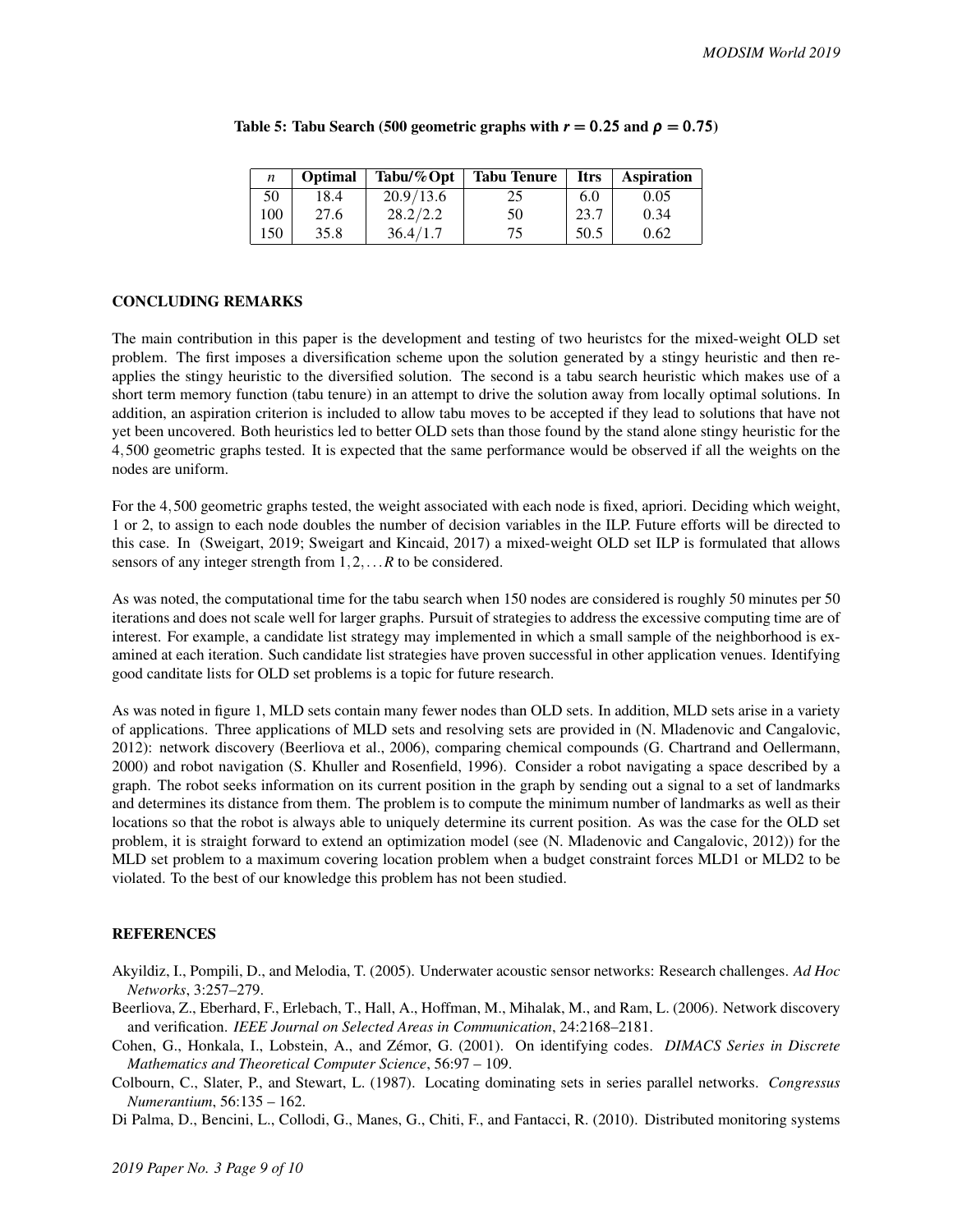Table 5: Tabu Search (500 geometric graphs with $r = 0.25$ and $\rho = 0.75$)

| $n$ | Optimal | Tabu/%Opt | Tabu Tenure | Itrs | Aspiration |
|---|---|---|---|---|---|
| 50 | 18.4 | 20.9/13.6 | 25 | 6.0 | 0.05 |
| 100 | 27.6 | 28.2/2.2 | 50 | 23.7 | 0.34 |
| 150 | 35.8 | 36.4/1.7 | 75 | 50.5 | 0.62 |

## CONCLUDING REMARKS

The main contribution in this paper is the development and testing of two heuristcs for the mixed-weight OLD set problem. The first imposes a diversification scheme upon the solution generated by a stingy heuristic and then re-applies the stingy heuristic to the diversified solution. The second is a tabu search heuristic which makes use of a short term memory function (tabu tenure) in an attempt to drive the solution away from locally optimal solutions. In addition, an aspiration criterion is included to allow tabu moves to be accepted if they lead to solutions that have not yet been uncovered. Both heuristics led to better OLD sets than those found by the stand alone stingy heuristic for the 4,500 geometric graphs tested. It is expected that the same performance would be observed if all the weights on the nodes are uniform.

For the 4,500 geometric graphs tested, the weight associated with each node is fixed, apriori. Deciding which weight, 1 or 2, to assign to each node doubles the number of decision variables in the ILP. Future efforts will be directed to this case. In (Sweigart, 2019; Sweigart and Kincaid, 2017) a mixed-weight OLD set ILP is formulated that allows sensors of any integer strength from $1, 2, \ldots R$ to be considered.

As was noted, the computational time for the tabu search when 150 nodes are considered is roughly 50 minutes per 50 iterations and does not scale well for larger graphs. Pursuit of strategies to address the excessive computing time are of interest. For example, a candidate list strategy may implemented in which a small sample of the neighborhood is examined at each iteration. Such candidate list strategies have proven successful in other application venues. Identifying good canditate lists for OLD set problems is a topic for future research.

As was noted in figure 1, MLD sets contain many fewer nodes than OLD sets. In addition, MLD sets arise in a variety of applications. Three applications of MLD sets and resolving sets are provided in (N. Mladenovic and Cangalovic, 2012): network discovery (Beerliova et al., 2006), comparing chemical compounds (G. Chartrand and Oellermann, 2000) and robot navigation (S. Khuller and Rosenfield, 1996). Consider a robot navigating a space described by a graph. The robot seeks information on its current position in the graph by sending out a signal to a set of landmarks and determines its distance from them. The problem is to compute the minimum number of landmarks as well as their locations so that the robot is always able to uniquely determine its current position. As was the case for the OLD set problem, it is straight forward to extend an optimization model (see (N. Mladenovic and Cangalovic, 2012)) for the MLD set problem to a maximum covering location problem when a budget constraint forces MLD1 or MLD2 to be violated. To the best of our knowledge this problem has not been studied.

## REFERENCES

Akyildiz, I., Pompili, D., and Melodia, T. (2005). Underwater acoustic sensor networks: Research challenges. *Ad Hoc Networks*, 3:257–279.

Beerliova, Z., Eberhard, F., Erlebach, T., Hall, A., Hoffman, M., Mihalak, M., and Ram, L. (2006). Network discovery and verification. *IEEE Journal on Selected Areas in Communication*, 24:2168–2181.

Cohen, G., Honkala, I., Lobstein, A., and Zémor, G. (2001). On identifying codes. *DIMACS Series in Discrete Mathematics and Theoretical Computer Science*, 56:97 – 109.

Colbourn, C., Slater, P., and Stewart, L. (1987). Locating dominating sets in series parallel networks. *Congressus Numerantium*, 56:135 – 162.

Di Palma, D., Bencini, L., Collodi, G., Manes, G., Chiti, F., and Fantacci, R. (2010). Distributed monitoring systems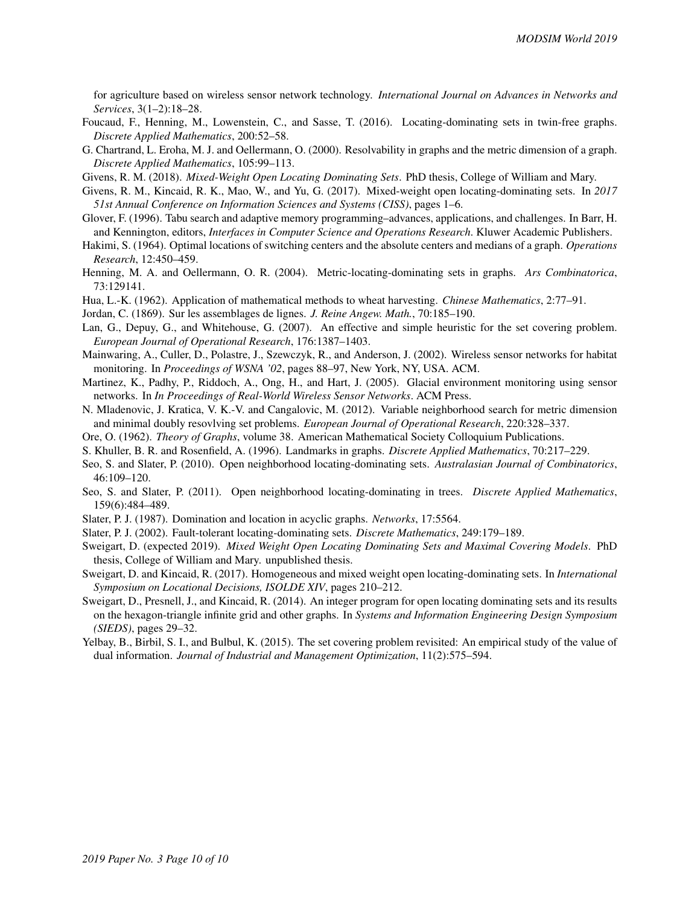for agriculture based on wireless sensor network technology. *International Journal on Advances in Networks and Services*, 3(1–2):18–28.

Foucaud, F., Henning, M., Lowenstein, C., and Sasse, T. (2016). Locating-dominating sets in twin-free graphs. *Discrete Applied Mathematics*, 200:52–58.

G. Chartrand, L. Eroha, M. J. and Oellermann, O. (2000). Resolvability in graphs and the metric dimension of a graph. *Discrete Applied Mathematics*, 105:99–113.

Givens, R. M. (2018). *Mixed-Weight Open Locating Dominating Sets*. PhD thesis, College of William and Mary.

Givens, R. M., Kincaid, R. K., Mao, W., and Yu, G. (2017). Mixed-weight open locating-dominating sets. In *2017 51st Annual Conference on Information Sciences and Systems (CISS)*, pages 1–6.

Glover, F. (1996). Tabu search and adaptive memory programming–advances, applications, and challenges. In Barr, H. and Kennington, editors, *Interfaces in Computer Science and Operations Research*. Kluwer Academic Publishers.

Hakimi, S. (1964). Optimal locations of switching centers and the absolute centers and medians of a graph. *Operations Research*, 12:450–459.

Henning, M. A. and Oellermann, O. R. (2004). Metric-locating-dominating sets in graphs. *Ars Combinatorica*, 73:129141.

Hua, L.-K. (1962). Application of mathematical methods to wheat harvesting. *Chinese Mathematics*, 2:77–91.

Jordan, C. (1869). Sur les assemblages de lignes. *J. Reine Angew. Math.*, 70:185–190.

Lan, G., Depuy, G., and Whitehouse, G. (2007). An effective and simple heuristic for the set covering problem. *European Journal of Operational Research*, 176:1387–1403.

Mainwaring, A., Culler, D., Polastre, J., Szewczyk, R., and Anderson, J. (2002). Wireless sensor networks for habitat monitoring. In *Proceedings of WSNA '02*, pages 88–97, New York, NY, USA. ACM.

Martinez, K., Padhy, P., Riddoch, A., Ong, H., and Hart, J. (2005). Glacial environment monitoring using sensor networks. In *In Proceedings of Real-World Wireless Sensor Networks*. ACM Press.

N. Mladenovic, J. Kratica, V. K.-V. and Cangalovic, M. (2012). Variable neighborhood search for metric dimension and minimal doubly resovlving set problems. *European Journal of Operational Research*, 220:328–337.

Ore, O. (1962). *Theory of Graphs*, volume 38. American Mathematical Society Colloquium Publications.

S. Khuller, B. R. and Rosenfield, A. (1996). Landmarks in graphs. *Discrete Applied Mathematics*, 70:217–229.

Seo, S. and Slater, P. (2010). Open neighborhood locating-dominating sets. *Australasian Journal of Combinatorics*, 46:109–120.

Seo, S. and Slater, P. (2011). Open neighborhood locating-dominating in trees. *Discrete Applied Mathematics*, 159(6):484–489.

Slater, P. J. (1987). Domination and location in acyclic graphs. *Networks*, 17:5564.

Slater, P. J. (2002). Fault-tolerant locating-dominating sets. *Discrete Mathematics*, 249:179–189.

Sweigart, D. (expected 2019). *Mixed Weight Open Locating Dominating Sets and Maximal Covering Models*. PhD thesis, College of William and Mary. unpublished thesis.

Sweigart, D. and Kincaid, R. (2017). Homogeneous and mixed weight open locating-dominating sets. In *International Symposium on Locational Decisions, ISOLDE XIV*, pages 210–212.

Sweigart, D., Presnell, J., and Kincaid, R. (2014). An integer program for open locating dominating sets and its results on the hexagon-triangle infinite grid and other graphs. In *Systems and Information Engineering Design Symposium (SIEDS)*, pages 29–32.

Yelbay, B., Birbil, S. I., and Bulbul, K. (2015). The set covering problem revisited: An empirical study of the value of dual information. *Journal of Industrial and Management Optimization*, 11(2):575–594.